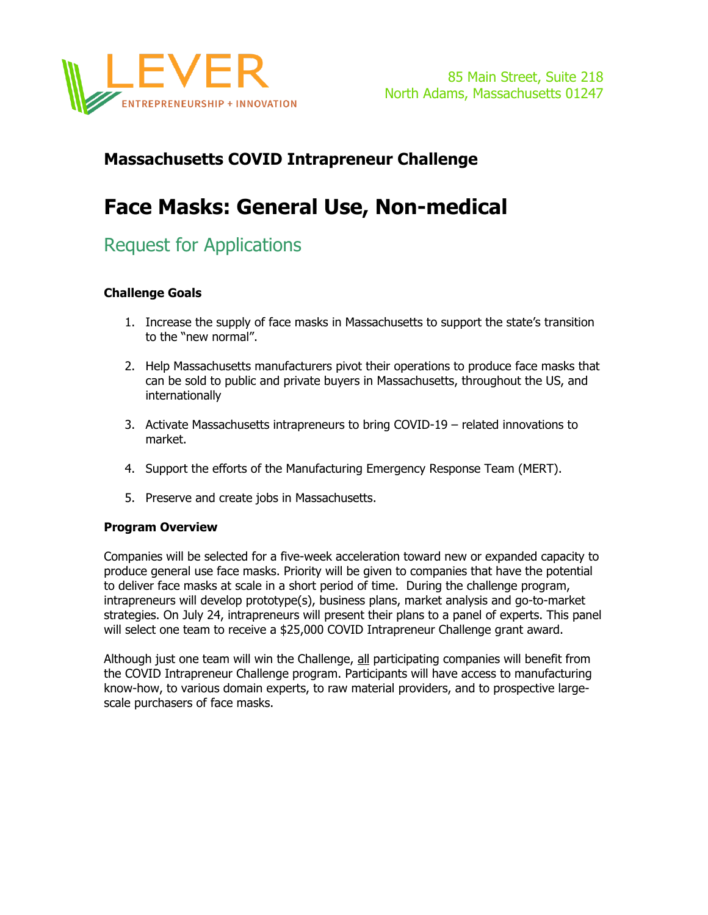LEVER
ENTREPRENEURSHIP + INNOVATION

85 Main Street, Suite 218
North Adams, Massachusetts 01247

## Massachusetts COVID Intrapreneur Challenge

# Face Masks: General Use, Non-medical

## Request for Applications

### Challenge Goals

1. Increase the supply of face masks in Massachusetts to support the state's transition to the "new normal".
2. Help Massachusetts manufacturers pivot their operations to produce face masks that can be sold to public and private buyers in Massachusetts, throughout the US, and internationally
3. Activate Massachusetts intrapreneurs to bring COVID-19 – related innovations to market.
4. Support the efforts of the Manufacturing Emergency Response Team (MERT).
5. Preserve and create jobs in Massachusetts.

### Program Overview

Companies will be selected for a five-week acceleration toward new or expanded capacity to produce general use face masks. Priority will be given to companies that have the potential to deliver face masks at scale in a short period of time. During the challenge program, intrapreneurs will develop prototype(s), business plans, market analysis and go-to-market strategies. On July 24, intrapreneurs will present their plans to a panel of experts. This panel will select one team to receive a $25,000 COVID Intrapreneur Challenge grant award.

Although just one team will win the Challenge, all participating companies will benefit from the COVID Intrapreneur Challenge program. Participants will have access to manufacturing know-how, to various domain experts, to raw material providers, and to prospective large-scale purchasers of face masks.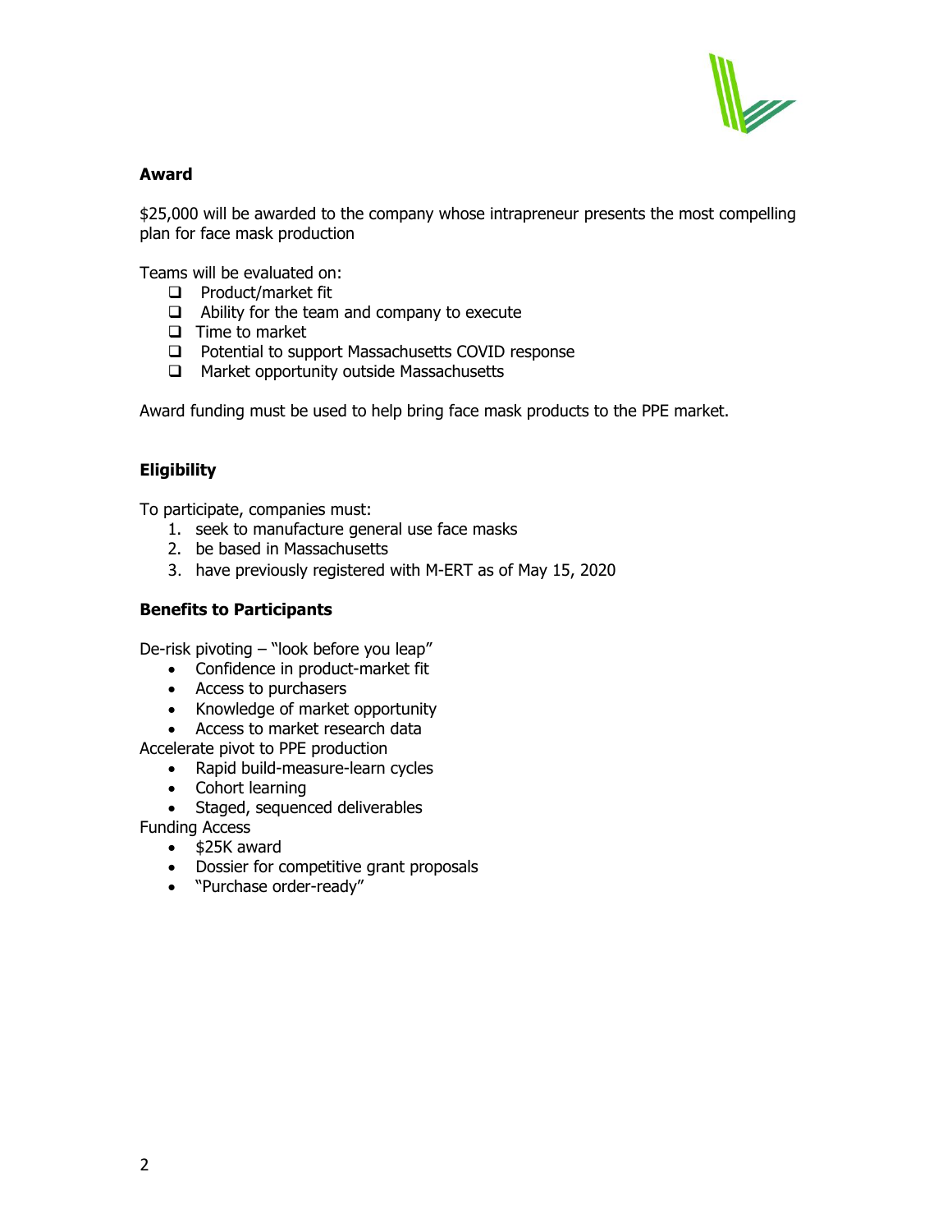**Award**

$25,000 will be awarded to the company whose intrapreneur presents the most compelling plan for face mask production

Teams will be evaluated on:

- ❑ Product/market fit
- ❑ Ability for the team and company to execute
- ❑ Time to market
- ❑ Potential to support Massachusetts COVID response
- ❑ Market opportunity outside Massachusetts

Award funding must be used to help bring face mask products to the PPE market.

**Eligibility**

To participate, companies must:

1. seek to manufacture general use face masks
2. be based in Massachusetts
3. have previously registered with M-ERT as of May 15, 2020

**Benefits to Participants**

De-risk pivoting – "look before you leap"

- Confidence in product-market fit
- Access to purchasers
- Knowledge of market opportunity
- Access to market research data

Accelerate pivot to PPE production

- Rapid build-measure-learn cycles
- Cohort learning
- Staged, sequenced deliverables

Funding Access

- $25K award
- Dossier for competitive grant proposals
- "Purchase order-ready"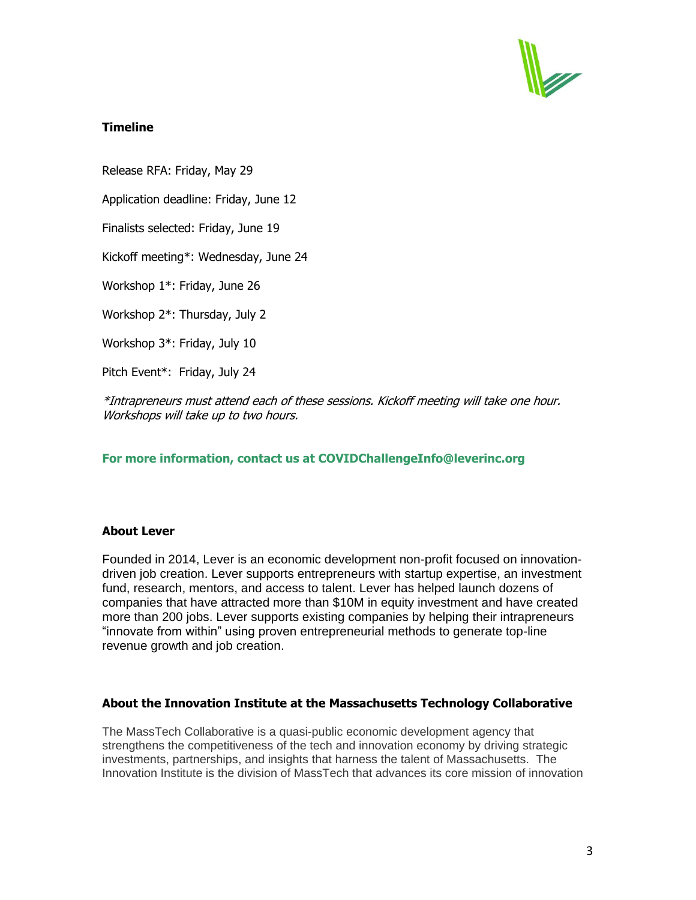**Timeline**

Release RFA: Friday, May 29

Application deadline: Friday, June 12

Finalists selected: Friday, June 19

Kickoff meeting*: Wednesday, June 24

Workshop 1*: Friday, June 26

Workshop 2*: Thursday, July 2

Workshop 3*: Friday, July 10

Pitch Event*: Friday, July 24

*\*Intrapreneurs must attend each of these sessions. Kickoff meeting will take one hour. Workshops will take up to two hours.*

**For more information, contact us at COVIDChallengeInfo@leverinc.org**

**About Lever**

Founded in 2014, Lever is an economic development non-profit focused on innovation-driven job creation. Lever supports entrepreneurs with startup expertise, an investment fund, research, mentors, and access to talent. Lever has helped launch dozens of companies that have attracted more than $10M in equity investment and have created more than 200 jobs. Lever supports existing companies by helping their intrapreneurs "innovate from within" using proven entrepreneurial methods to generate top-line revenue growth and job creation.

**About the Innovation Institute at the Massachusetts Technology Collaborative**

The MassTech Collaborative is a quasi-public economic development agency that strengthens the competitiveness of the tech and innovation economy by driving strategic investments, partnerships, and insights that harness the talent of Massachusetts. The Innovation Institute is the division of MassTech that advances its core mission of innovation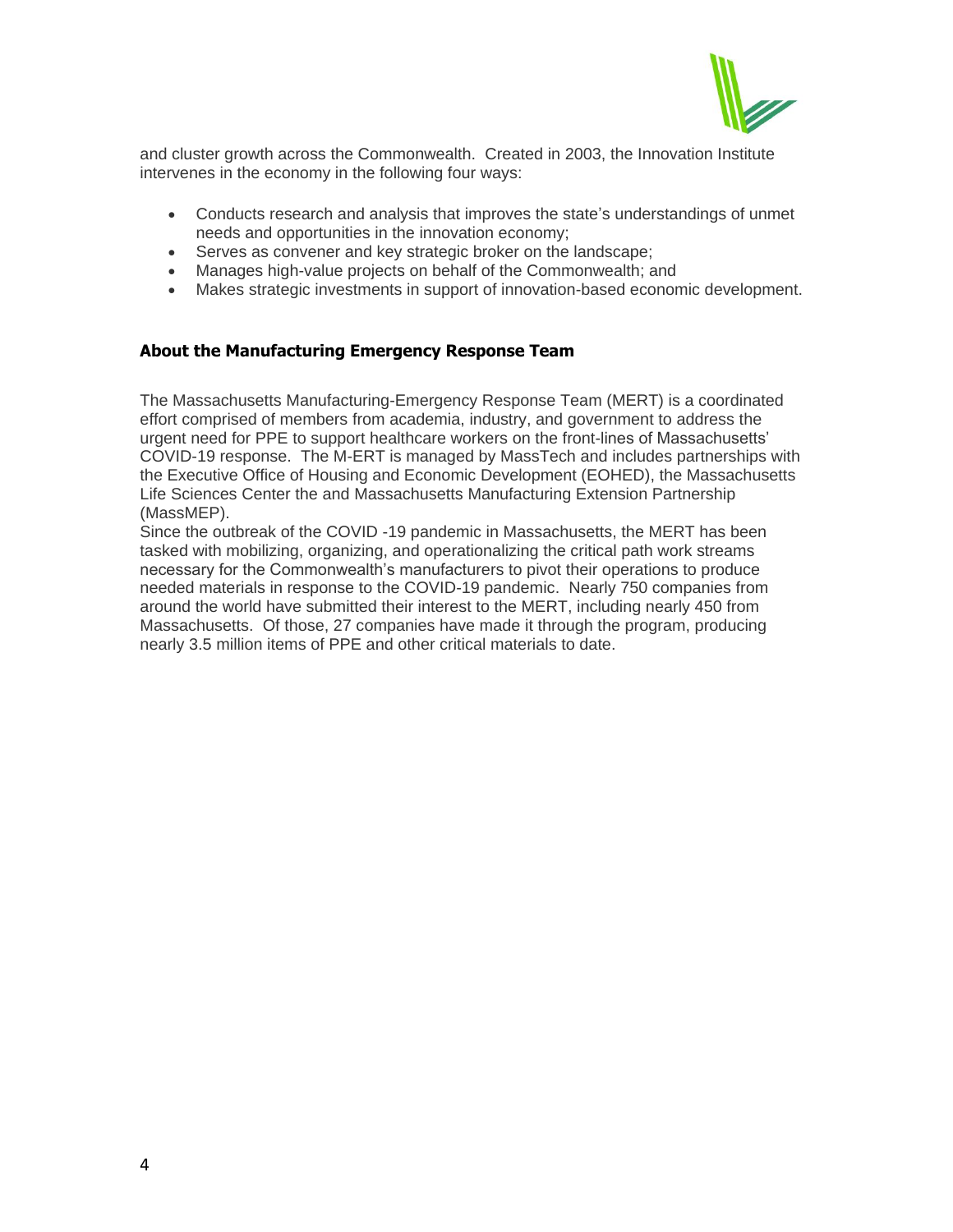and cluster growth across the Commonwealth. Created in 2003, the Innovation Institute intervenes in the economy in the following four ways:

- Conducts research and analysis that improves the state's understandings of unmet needs and opportunities in the innovation economy;
- Serves as convener and key strategic broker on the landscape;
- Manages high-value projects on behalf of the Commonwealth; and
- Makes strategic investments in support of innovation-based economic development.

### About the Manufacturing Emergency Response Team

The Massachusetts Manufacturing-Emergency Response Team (MERT) is a coordinated effort comprised of members from academia, industry, and government to address the urgent need for PPE to support healthcare workers on the front-lines of Massachusetts' COVID-19 response. The M-ERT is managed by MassTech and includes partnerships with the Executive Office of Housing and Economic Development (EOHED), the Massachusetts Life Sciences Center the and Massachusetts Manufacturing Extension Partnership (MassMEP).
Since the outbreak of the COVID -19 pandemic in Massachusetts, the MERT has been tasked with mobilizing, organizing, and operationalizing the critical path work streams necessary for the Commonwealth's manufacturers to pivot their operations to produce needed materials in response to the COVID-19 pandemic. Nearly 750 companies from around the world have submitted their interest to the MERT, including nearly 450 from Massachusetts. Of those, 27 companies have made it through the program, producing nearly 3.5 million items of PPE and other critical materials to date.